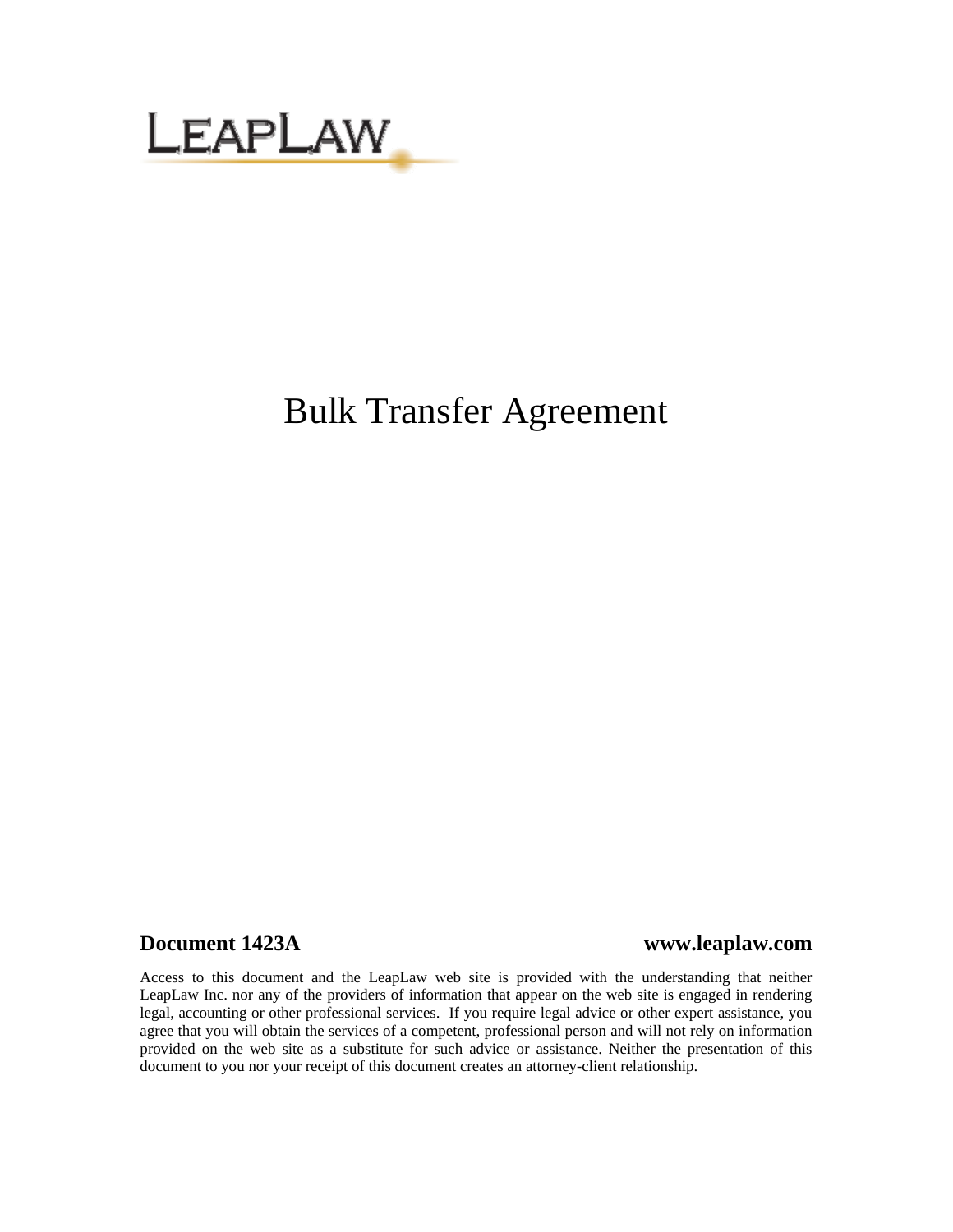LEAPLAW

# Bulk Transfer Agreement

**Document 1423A** **www.leaplaw.com**

Access to this document and the LeapLaw web site is provided with the understanding that neither LeapLaw Inc. nor any of the providers of information that appear on the web site is engaged in rendering legal, accounting or other professional services. If you require legal advice or other expert assistance, you agree that you will obtain the services of a competent, professional person and will not rely on information provided on the web site as a substitute for such advice or assistance. Neither the presentation of this document to you nor your receipt of this document creates an attorney-client relationship.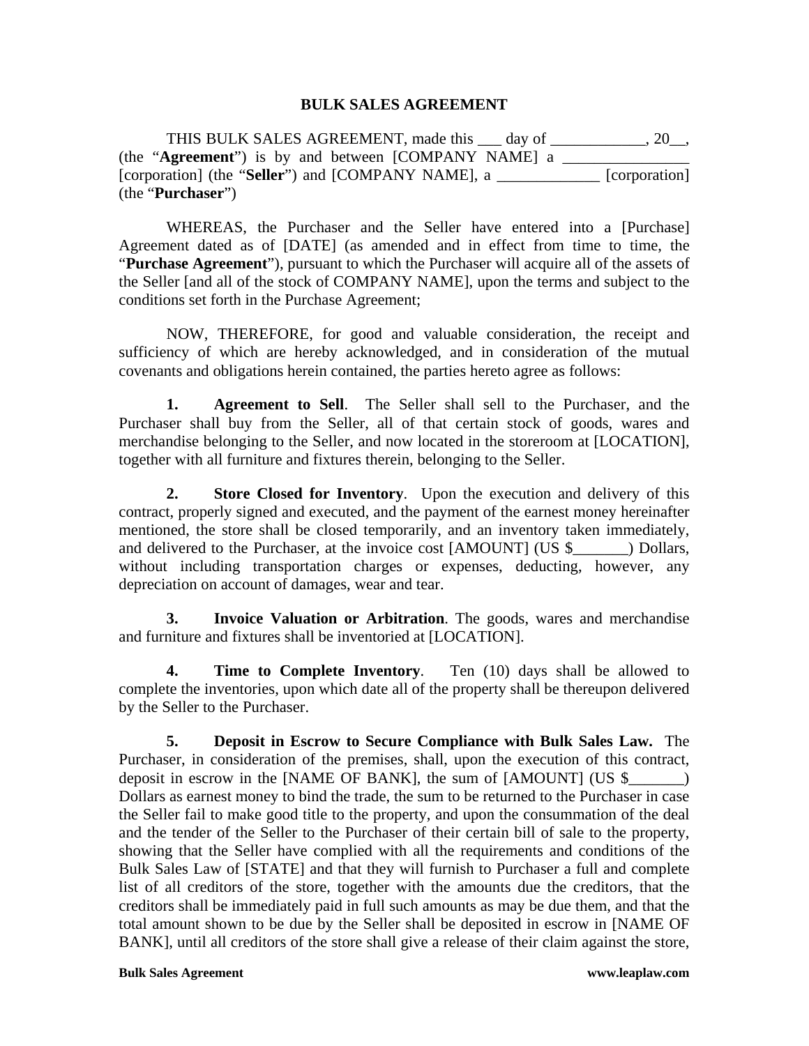# BULK SALES AGREEMENT

THIS BULK SALES AGREEMENT, made this ___ day of ____________, 20__, (the "**Agreement**") is by and between [COMPANY NAME] a ________________ [corporation] (the "**Seller**") and [COMPANY NAME], a _____________ [corporation] (the "**Purchaser**")

WHEREAS, the Purchaser and the Seller have entered into a [Purchase] Agreement dated as of [DATE] (as amended and in effect from time to time, the "**Purchase Agreement**"), pursuant to which the Purchaser will acquire all of the assets of the Seller [and all of the stock of COMPANY NAME], upon the terms and subject to the conditions set forth in the Purchase Agreement;

NOW, THEREFORE, for good and valuable consideration, the receipt and sufficiency of which are hereby acknowledged, and in consideration of the mutual covenants and obligations herein contained, the parties hereto agree as follows:

**1. Agreement to Sell**. The Seller shall sell to the Purchaser, and the Purchaser shall buy from the Seller, all of that certain stock of goods, wares and merchandise belonging to the Seller, and now located in the storeroom at [LOCATION], together with all furniture and fixtures therein, belonging to the Seller.

**2. Store Closed for Inventory**. Upon the execution and delivery of this contract, properly signed and executed, and the payment of the earnest money hereinafter mentioned, the store shall be closed temporarily, and an inventory taken immediately, and delivered to the Purchaser, at the invoice cost [AMOUNT] (US $_______) Dollars, without including transportation charges or expenses, deducting, however, any depreciation on account of damages, wear and tear.

**3. Invoice Valuation or Arbitration**. The goods, wares and merchandise and furniture and fixtures shall be inventoried at [LOCATION].

**4. Time to Complete Inventory**. Ten (10) days shall be allowed to complete the inventories, upon which date all of the property shall be thereupon delivered by the Seller to the Purchaser.

**5. Deposit in Escrow to Secure Compliance with Bulk Sales Law.** The Purchaser, in consideration of the premises, shall, upon the execution of this contract, deposit in escrow in the [NAME OF BANK], the sum of [AMOUNT] (US $_______) Dollars as earnest money to bind the trade, the sum to be returned to the Purchaser in case the Seller fail to make good title to the property, and upon the consummation of the deal and the tender of the Seller to the Purchaser of their certain bill of sale to the property, showing that the Seller have complied with all the requirements and conditions of the Bulk Sales Law of [STATE] and that they will furnish to Purchaser a full and complete list of all creditors of the store, together with the amounts due the creditors, that the creditors shall be immediately paid in full such amounts as may be due them, and that the total amount shown to be due by the Seller shall be deposited in escrow in [NAME OF BANK], until all creditors of the store shall give a release of their claim against the store,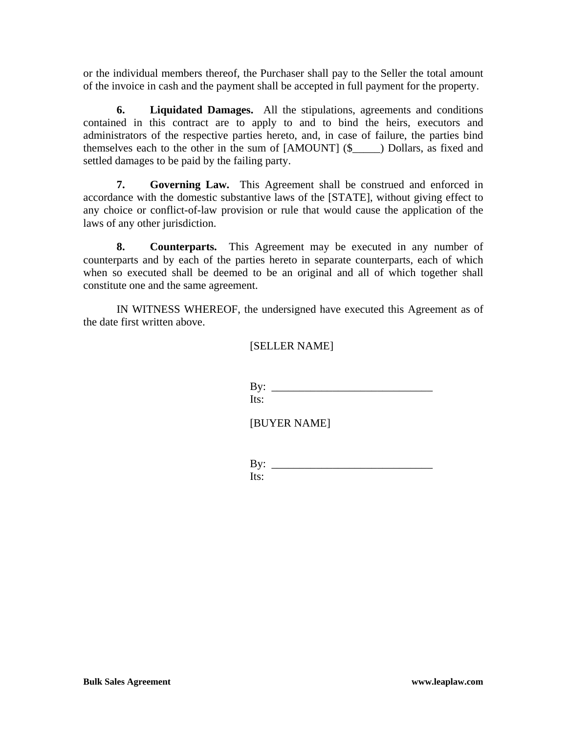or the individual members thereof, the Purchaser shall pay to the Seller the total amount of the invoice in cash and the payment shall be accepted in full payment for the property.

**6. Liquidated Damages.** All the stipulations, agreements and conditions contained in this contract are to apply to and to bind the heirs, executors and administrators of the respective parties hereto, and, in case of failure, the parties bind themselves each to the other in the sum of [AMOUNT] ($_____) Dollars, as fixed and settled damages to be paid by the failing party.

**7. Governing Law.** This Agreement shall be construed and enforced in accordance with the domestic substantive laws of the [STATE], without giving effect to any choice or conflict-of-law provision or rule that would cause the application of the laws of any other jurisdiction.

**8. Counterparts.** This Agreement may be executed in any number of counterparts and by each of the parties hereto in separate counterparts, each of which when so executed shall be deemed to be an original and all of which together shall constitute one and the same agreement.

IN WITNESS WHEREOF, the undersigned have executed this Agreement as of the date first written above.

[SELLER NAME]

By: ______________________________
Its:

[BUYER NAME]

By: ______________________________
Its: